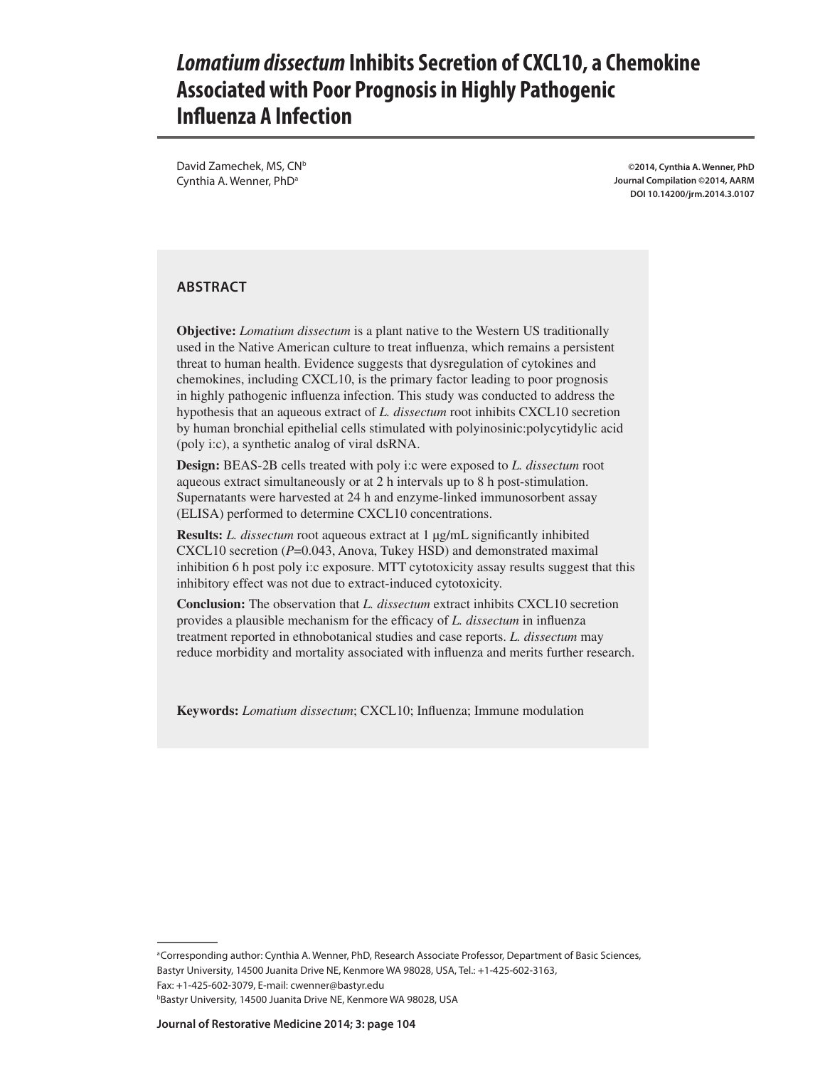# *Lomatium dissectum* Inhibits Secretion of CXCL10, a Chemokine Associated with Poor Prognosis in Highly Pathogenic Influenza A Infection

David Zamechek, MS, CN[b]
Cynthia A. Wenner, PhD[a]

**©2014, Cynthia A. Wenner, PhD**
**Journal Compilation ©2014, AARM**
**DOI 10.14200/jrm.2014.3.0107**

## ABSTRACT

**Objective:** *Lomatium dissectum* is a plant native to the Western US traditionally used in the Native American culture to treat influenza, which remains a persistent threat to human health. Evidence suggests that dysregulation of cytokines and chemokines, including CXCL10, is the primary factor leading to poor prognosis in highly pathogenic influenza infection. This study was conducted to address the hypothesis that an aqueous extract of *L. dissectum* root inhibits CXCL10 secretion by human bronchial epithelial cells stimulated with polyinosinic:polycytidylic acid (poly i:c), a synthetic analog of viral dsRNA.

**Design:** BEAS-2B cells treated with poly i:c were exposed to *L. dissectum* root aqueous extract simultaneously or at 2 h intervals up to 8 h post-stimulation. Supernatants were harvested at 24 h and enzyme-linked immunosorbent assay (ELISA) performed to determine CXCL10 concentrations.

**Results:** *L. dissectum* root aqueous extract at 1 μg/mL significantly inhibited CXCL10 secretion ($P$=0.043, Anova, Tukey HSD) and demonstrated maximal inhibition 6 h post poly i:c exposure. MTT cytotoxicity assay results suggest that this inhibitory effect was not due to extract-induced cytotoxicity.

**Conclusion:** The observation that *L. dissectum* extract inhibits CXCL10 secretion provides a plausible mechanism for the efficacy of *L. dissectum* in influenza treatment reported in ethnobotanical studies and case reports. *L. dissectum* may reduce morbidity and mortality associated with influenza and merits further research.

**Keywords:** *Lomatium dissectum*; CXCL10; Influenza; Immune modulation

---

[a]Corresponding author: Cynthia A. Wenner, PhD, Research Associate Professor, Department of Basic Sciences, Bastyr University, 14500 Juanita Drive NE, Kenmore WA 98028, USA, Tel.: +1-425-602-3163, Fax: +1-425-602-3079, E-mail: cwenner@bastyr.edu

[b]Bastyr University, 14500 Juanita Drive NE, Kenmore WA 98028, USA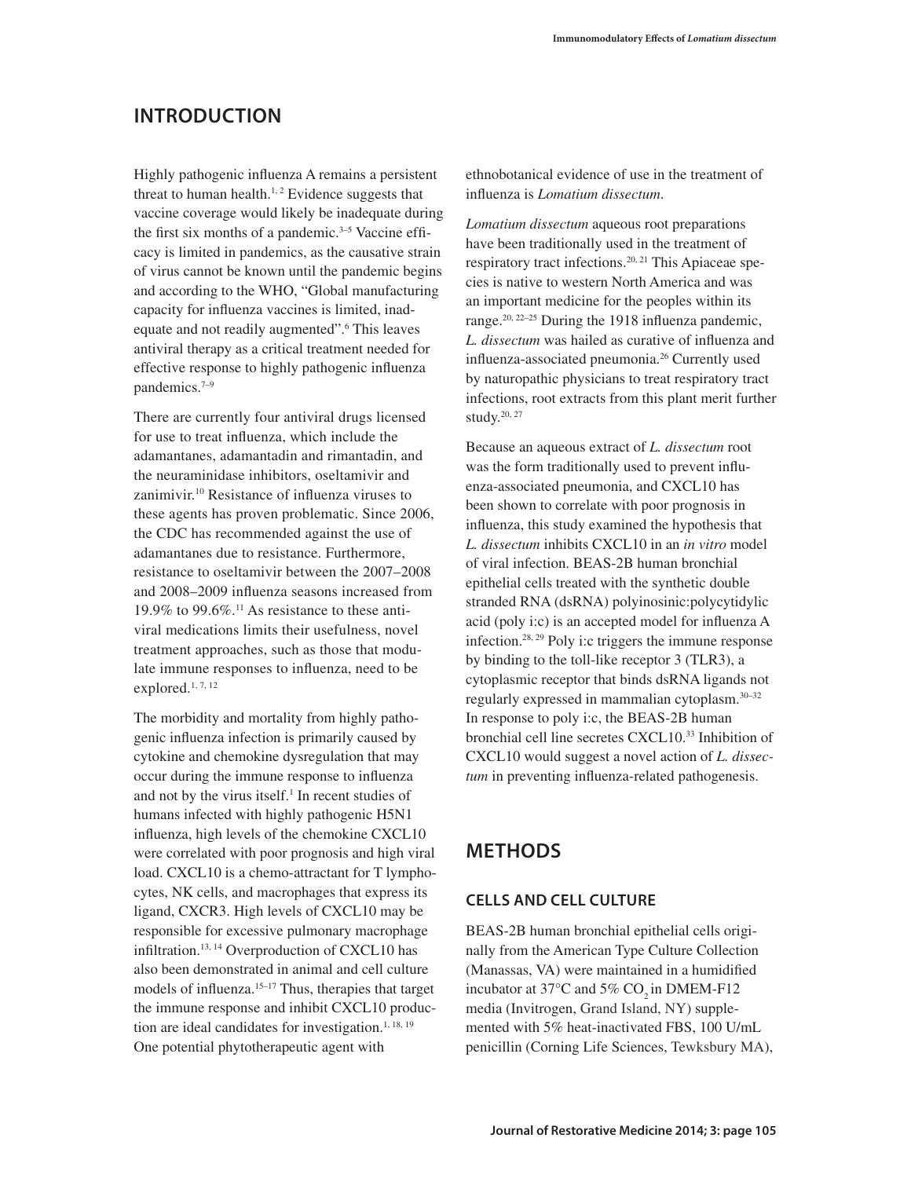## INTRODUCTION

Highly pathogenic influenza A remains a persistent threat to human health.[1, 2] Evidence suggests that vaccine coverage would likely be inadequate during the first six months of a pandemic.[3–5] Vaccine efficacy is limited in pandemics, as the causative strain of virus cannot be known until the pandemic begins and according to the WHO, "Global manufacturing capacity for influenza vaccines is limited, inadequate and not readily augmented".[6] This leaves antiviral therapy as a critical treatment needed for effective response to highly pathogenic influenza pandemics.[7–9]

There are currently four antiviral drugs licensed for use to treat influenza, which include the adamantanes, adamantadin and rimantadin, and the neuraminidase inhibitors, oseltamivir and zanimivir.[10] Resistance of influenza viruses to these agents has proven problematic. Since 2006, the CDC has recommended against the use of adamantanes due to resistance. Furthermore, resistance to oseltamivir between the 2007–2008 and 2008–2009 influenza seasons increased from 19.9% to 99.6%.[11] As resistance to these antiviral medications limits their usefulness, novel treatment approaches, such as those that modulate immune responses to influenza, need to be explored.[1, 7, 12]

The morbidity and mortality from highly pathogenic influenza infection is primarily caused by cytokine and chemokine dysregulation that may occur during the immune response to influenza and not by the virus itself.[1] In recent studies of humans infected with highly pathogenic H5N1 influenza, high levels of the chemokine CXCL10 were correlated with poor prognosis and high viral load. CXCL10 is a chemo-attractant for T lymphocytes, NK cells, and macrophages that express its ligand, CXCR3. High levels of CXCL10 may be responsible for excessive pulmonary macrophage infiltration.[13, 14] Overproduction of CXCL10 has also been demonstrated in animal and cell culture models of influenza.[15–17] Thus, therapies that target the immune response and inhibit CXCL10 production are ideal candidates for investigation.[1, 18, 19] One potential phytotherapeutic agent with ethnobotanical evidence of use in the treatment of influenza is *Lomatium dissectum*.

*Lomatium dissectum* aqueous root preparations have been traditionally used in the treatment of respiratory tract infections.[20, 21] This Apiaceae species is native to western North America and was an important medicine for the peoples within its range.[20, 22–25] During the 1918 influenza pandemic, *L. dissectum* was hailed as curative of influenza and influenza-associated pneumonia.[26] Currently used by naturopathic physicians to treat respiratory tract infections, root extracts from this plant merit further study.[20, 27]

Because an aqueous extract of *L. dissectum* root was the form traditionally used to prevent influenza-associated pneumonia, and CXCL10 has been shown to correlate with poor prognosis in influenza, this study examined the hypothesis that *L. dissectum* inhibits CXCL10 in an *in vitro* model of viral infection. BEAS-2B human bronchial epithelial cells treated with the synthetic double stranded RNA (dsRNA) polyinosinic:polycytidylic acid (poly i:c) is an accepted model for influenza A infection.[28, 29] Poly i:c triggers the immune response by binding to the toll-like receptor 3 (TLR3), a cytoplasmic receptor that binds dsRNA ligands not regularly expressed in mammalian cytoplasm.[30–32] In response to poly i:c, the BEAS-2B human bronchial cell line secretes CXCL10.[33] Inhibition of CXCL10 would suggest a novel action of *L. dissectum* in preventing influenza-related pathogenesis.

## METHODS

### CELLS AND CELL CULTURE

BEAS-2B human bronchial epithelial cells originally from the American Type Culture Collection (Manassas, VA) were maintained in a humidified incubator at 37°C and 5% $CO_2$ in DMEM-F12 media (Invitrogen, Grand Island, NY) supplemented with 5% heat-inactivated FBS, 100 U/mL penicillin (Corning Life Sciences, Tewksbury MA),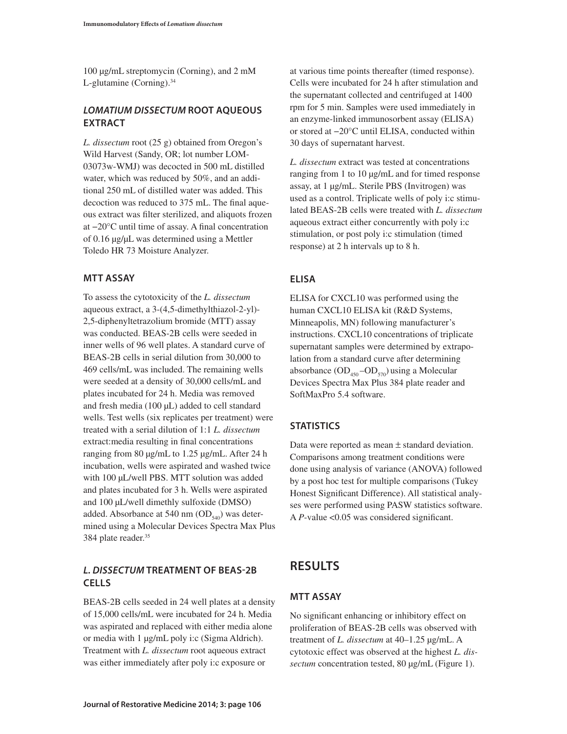100 μg/mL streptomycin (Corning), and 2 mM L-glutamine (Corning).[34]

### *LOMATIUM DISSECTUM* ROOT AQUEOUS EXTRACT

*L. dissectum* root (25 g) obtained from Oregon's Wild Harvest (Sandy, OR; lot number LOM-03073w-WMJ) was decocted in 500 mL distilled water, which was reduced by 50%, and an additional 250 mL of distilled water was added. This decoction was reduced to 375 mL. The final aqueous extract was filter sterilized, and aliquots frozen at −20°C until time of assay. A final concentration of 0.16 μg/μL was determined using a Mettler Toledo HR 73 Moisture Analyzer.

### MTT ASSAY

To assess the cytotoxicity of the *L. dissectum* aqueous extract, a 3-(4,5-dimethylthiazol-2-yl)-2,5-diphenyltetrazolium bromide (MTT) assay was conducted. BEAS-2B cells were seeded in inner wells of 96 well plates. A standard curve of BEAS-2B cells in serial dilution from 30,000 to 469 cells/mL was included. The remaining wells were seeded at a density of 30,000 cells/mL and plates incubated for 24 h. Media was removed and fresh media (100 μL) added to cell standard wells. Test wells (six replicates per treatment) were treated with a serial dilution of 1:1 *L. dissectum* extract:media resulting in final concentrations ranging from 80 μg/mL to 1.25 μg/mL. After 24 h incubation, wells were aspirated and washed twice with 100 μL/well PBS. MTT solution was added and plates incubated for 3 h. Wells were aspirated and 100 μL/well dimethly sulfoxide (DMSO) added. Absorbance at 540 nm ($OD_{540}$) was determined using a Molecular Devices Spectra Max Plus 384 plate reader.[35]

### *L. DISSECTUM* TREATMENT OF BEAS-2B CELLS

BEAS-2B cells seeded in 24 well plates at a density of 15,000 cells/mL were incubated for 24 h. Media was aspirated and replaced with either media alone or media with 1 μg/mL poly i:c (Sigma Aldrich). Treatment with *L. dissectum* root aqueous extract was either immediately after poly i:c exposure or at various time points thereafter (timed response). Cells were incubated for 24 h after stimulation and the supernatant collected and centrifuged at 1400 rpm for 5 min. Samples were used immediately in an enzyme-linked immunosorbent assay (ELISA) or stored at −20°C until ELISA, conducted within 30 days of supernatant harvest.

*L. dissectum* extract was tested at concentrations ranging from 1 to 10 μg/mL and for timed response assay, at 1 μg/mL. Sterile PBS (Invitrogen) was used as a control. Triplicate wells of poly i:c stimulated BEAS-2B cells were treated with *L. dissectum* aqueous extract either concurrently with poly i:c stimulation, or post poly i:c stimulation (timed response) at 2 h intervals up to 8 h.

### ELISA

ELISA for CXCL10 was performed using the human CXCL10 ELISA kit (R&D Systems, Minneapolis, MN) following manufacturer's instructions. CXCL10 concentrations of triplicate supernatant samples were determined by extrapolation from a standard curve after determining absorbance ($OD_{450}$–$OD_{570}$) using a Molecular Devices Spectra Max Plus 384 plate reader and SoftMaxPro 5.4 software.

### STATISTICS

Data were reported as mean ± standard deviation. Comparisons among treatment conditions were done using analysis of variance (ANOVA) followed by a post hoc test for multiple comparisons (Tukey Honest Significant Difference). All statistical analyses were performed using PASW statistics software. A *P*-value <0.05 was considered significant.

## RESULTS

### MTT ASSAY

No significant enhancing or inhibitory effect on proliferation of BEAS-2B cells was observed with treatment of *L. dissectum* at 40–1.25 μg/mL. A cytotoxic effect was observed at the highest *L. dissectum* concentration tested, 80 μg/mL (Figure 1).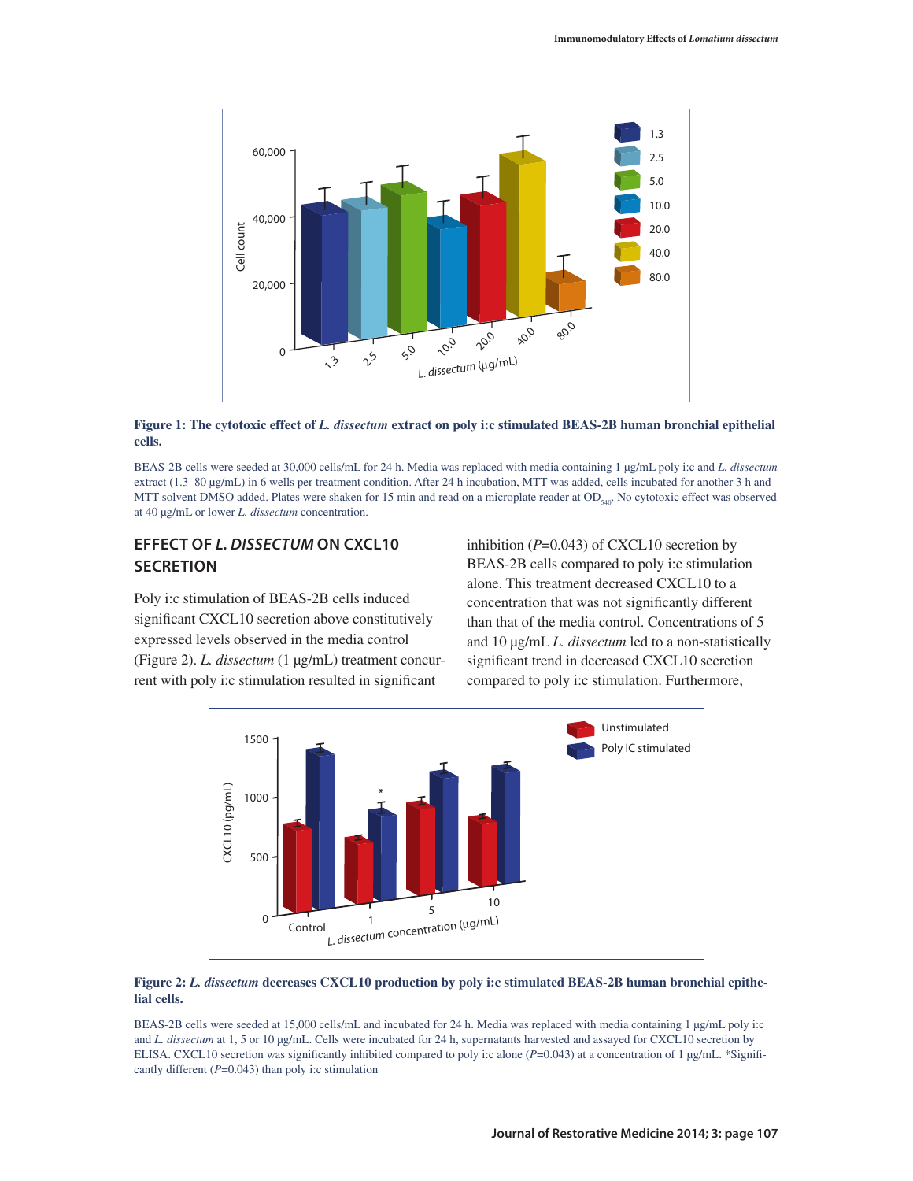**Figure 1: The cytotoxic effect of *L. dissectum* extract on poly i:c stimulated BEAS-2B human bronchial epithelial cells.**

BEAS-2B cells were seeded at 30,000 cells/mL for 24 h. Media was replaced with media containing 1 μg/mL poly i:c and *L. dissectum* extract (1.3–80 μg/mL) in 6 wells per treatment condition. After 24 h incubation, MTT was added, cells incubated for another 3 h and MTT solvent DMSO added. Plates were shaken for 15 min and read on a microplate reader at $OD_{540}$. No cytotoxic effect was observed at 40 μg/mL or lower *L. dissectum* concentration.

## EFFECT OF *L. DISSECTUM* ON CXCL10 SECRETION

Poly i:c stimulation of BEAS-2B cells induced significant CXCL10 secretion above constitutively expressed levels observed in the media control (Figure 2). *L. dissectum* (1 μg/mL) treatment concurrent with poly i:c stimulation resulted in significant inhibition ($P$=0.043) of CXCL10 secretion by BEAS-2B cells compared to poly i:c stimulation alone. This treatment decreased CXCL10 to a concentration that was not significantly different than that of the media control. Concentrations of 5 and 10 μg/mL *L. dissectum* led to a non-statistically significant trend in decreased CXCL10 secretion compared to poly i:c stimulation. Furthermore,

**Figure 2: *L. dissectum* decreases CXCL10 production by poly i:c stimulated BEAS-2B human bronchial epithelial cells.**

BEAS-2B cells were seeded at 15,000 cells/mL and incubated for 24 h. Media was replaced with media containing 1 μg/mL poly i:c and *L. dissectum* at 1, 5 or 10 μg/mL. Cells were incubated for 24 h, supernatants harvested and assayed for CXCL10 secretion by ELISA. CXCL10 secretion was significantly inhibited compared to poly i:c alone ($P$=0.043) at a concentration of 1 μg/mL. *Significantly different ($P$=0.043) than poly i:c stimulation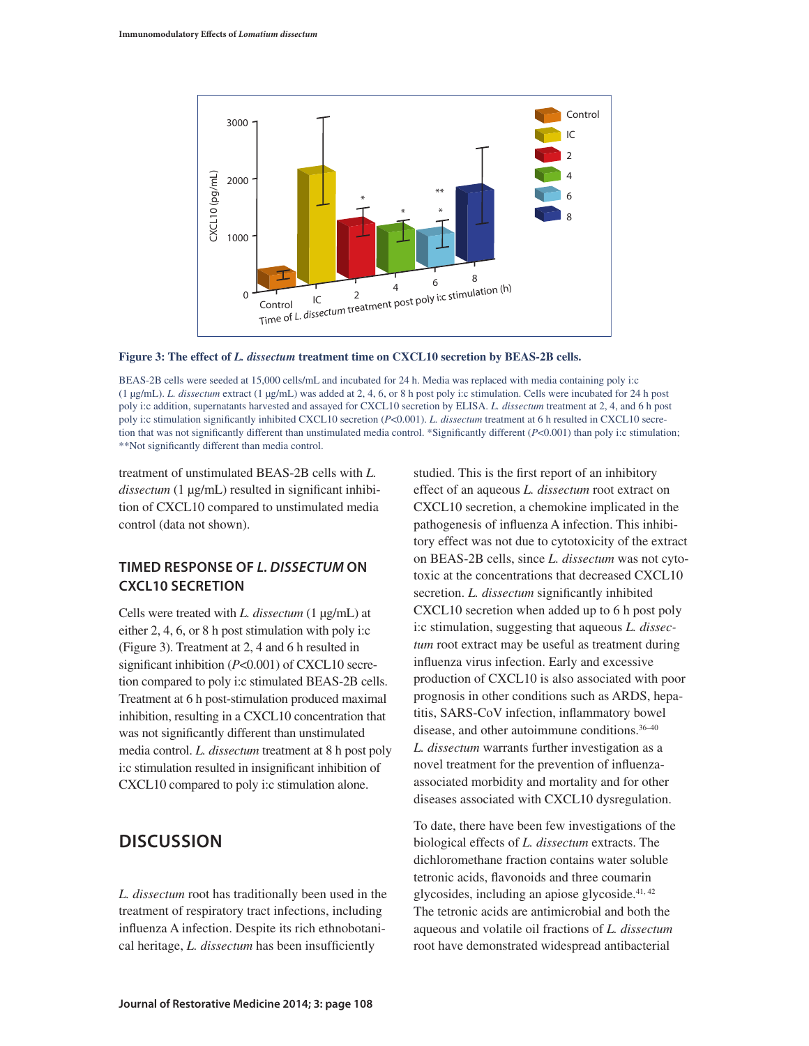**Figure 3: The effect of *L. dissectum* treatment time on CXCL10 secretion by BEAS-2B cells.**

BEAS-2B cells were seeded at 15,000 cells/mL and incubated for 24 h. Media was replaced with media containing poly i:c (1 µg/mL). *L. dissectum* extract (1 µg/mL) was added at 2, 4, 6, or 8 h post poly i:c stimulation. Cells were incubated for 24 h post poly i:c addition, supernatants harvested and assayed for CXCL10 secretion by ELISA. *L. dissectum* treatment at 2, 4, and 6 h post poly i:c stimulation significantly inhibited CXCL10 secretion ($P<0.001$). *L. dissectum* treatment at 6 h resulted in CXCL10 secretion that was not significantly different than unstimulated media control. *Significantly different ($P<0.001$) than poly i:c stimulation; **Not significantly different than media control.

treatment of unstimulated BEAS-2B cells with *L. dissectum* (1 µg/mL) resulted in significant inhibition of CXCL10 compared to unstimulated media control (data not shown).

### TIMED RESPONSE OF *L. DISSECTUM* ON CXCL10 SECRETION

Cells were treated with *L. dissectum* (1 µg/mL) at either 2, 4, 6, or 8 h post stimulation with poly i:c (Figure 3). Treatment at 2, 4 and 6 h resulted in significant inhibition ($P<0.001$) of CXCL10 secretion compared to poly i:c stimulated BEAS-2B cells. Treatment at 6 h post-stimulation produced maximal inhibition, resulting in a CXCL10 concentration that was not significantly different than unstimulated media control. *L. dissectum* treatment at 8 h post poly i:c stimulation resulted in insignificant inhibition of CXCL10 compared to poly i:c stimulation alone.

## DISCUSSION

*L. dissectum* root has traditionally been used in the treatment of respiratory tract infections, including influenza A infection. Despite its rich ethnobotanical heritage, *L. dissectum* has been insufficiently studied. This is the first report of an inhibitory effect of an aqueous *L. dissectum* root extract on CXCL10 secretion, a chemokine implicated in the pathogenesis of influenza A infection. This inhibitory effect was not due to cytotoxicity of the extract on BEAS-2B cells, since *L. dissectum* was not cytotoxic at the concentrations that decreased CXCL10 secretion. *L. dissectum* significantly inhibited CXCL10 secretion when added up to 6 h post poly i:c stimulation, suggesting that aqueous *L. dissectum* root extract may be useful as treatment during influenza virus infection. Early and excessive production of CXCL10 is also associated with poor prognosis in other conditions such as ARDS, hepatitis, SARS-CoV infection, inflammatory bowel disease, and other autoimmune conditions.[36–40] *L. dissectum* warrants further investigation as a novel treatment for the prevention of influenza-associated morbidity and mortality and for other diseases associated with CXCL10 dysregulation.

To date, there have been few investigations of the biological effects of *L. dissectum* extracts. The dichloromethane fraction contains water soluble tetronic acids, flavonoids and three coumarin glycosides, including an apiose glycoside.[41, 42] The tetronic acids are antimicrobial and both the aqueous and volatile oil fractions of *L. dissectum* root have demonstrated widespread antibacterial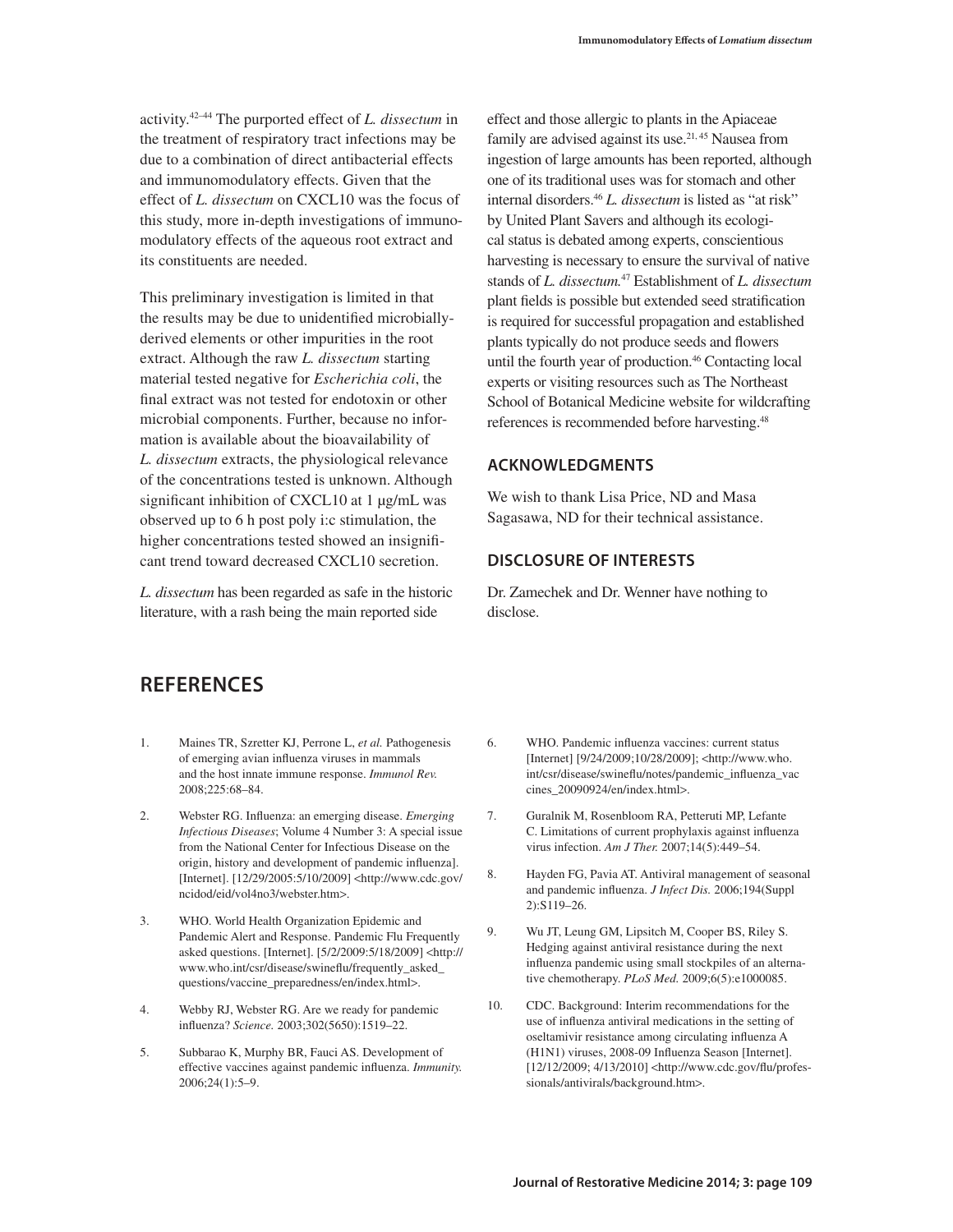activity.[42–44] The purported effect of *L. dissectum* in the treatment of respiratory tract infections may be due to a combination of direct antibacterial effects and immunomodulatory effects. Given that the effect of *L. dissectum* on CXCL10 was the focus of this study, more in-depth investigations of immunomodulatory effects of the aqueous root extract and its constituents are needed.

This preliminary investigation is limited in that the results may be due to unidentified microbially-derived elements or other impurities in the root extract. Although the raw *L. dissectum* starting material tested negative for *Escherichia coli*, the final extract was not tested for endotoxin or other microbial components. Further, because no information is available about the bioavailability of *L. dissectum* extracts, the physiological relevance of the concentrations tested is unknown. Although significant inhibition of CXCL10 at 1 μg/mL was observed up to 6 h post poly i:c stimulation, the higher concentrations tested showed an insignificant trend toward decreased CXCL10 secretion.

*L. dissectum* has been regarded as safe in the historic literature, with a rash being the main reported side effect and those allergic to plants in the Apiaceae family are advised against its use.[21, 45] Nausea from ingestion of large amounts has been reported, although one of its traditional uses was for stomach and other internal disorders.[46] *L. dissectum* is listed as "at risk" by United Plant Savers and although its ecological status is debated among experts, conscientious harvesting is necessary to ensure the survival of native stands of *L. dissectum*.[47] Establishment of *L. dissectum* plant fields is possible but extended seed stratification is required for successful propagation and established plants typically do not produce seeds and flowers until the fourth year of production.[46] Contacting local experts or visiting resources such as The Northeast School of Botanical Medicine website for wildcrafting references is recommended before harvesting.[48]

## ACKNOWLEDGMENTS

We wish to thank Lisa Price, ND and Masa Sagasawa, ND for their technical assistance.

## DISCLOSURE OF INTERESTS

Dr. Zamechek and Dr. Wenner have nothing to disclose.

# REFERENCES

1. Maines TR, Szretter KJ, Perrone L, *et al.* Pathogenesis of emerging avian influenza viruses in mammals and the host innate immune response. *Immunol Rev.* 2008;225:68–84.
2. Webster RG. Influenza: an emerging disease. *Emerging Infectious Diseases*; Volume 4 Number 3: A special issue from the National Center for Infectious Disease on the origin, history and development of pandemic influenza]. [Internet]. [12/29/2005:5/10/2009] <http://www.cdc.gov/ncidod/eid/vol4no3/webster.htm>.
3. WHO. World Health Organization Epidemic and Pandemic Alert and Response. Pandemic Flu Frequently asked questions. [Internet]. [5/2/2009:5/18/2009] <http://www.who.int/csr/disease/swineflu/frequently_asked_questions/vaccine_preparedness/en/index.html>.
4. Webby RJ, Webster RG. Are we ready for pandemic influenza? *Science.* 2003;302(5650):1519–22.
5. Subbarao K, Murphy BR, Fauci AS. Development of effective vaccines against pandemic influenza. *Immunity.* 2006;24(1):5–9.
6. WHO. Pandemic influenza vaccines: current status [Internet] [9/24/2009;10/28/2009]; <http://www.who.int/csr/disease/swineflu/notes/pandemic_influenza_vaccines_20090924/en/index.html>.
7. Guralnik M, Rosenbloom RA, Petteruti MP, Lefante C. Limitations of current prophylaxis against influenza virus infection. *Am J Ther.* 2007;14(5):449–54.
8. Hayden FG, Pavia AT. Antiviral management of seasonal and pandemic influenza. *J Infect Dis.* 2006;194(Suppl 2):S119–26.
9. Wu JT, Leung GM, Lipsitch M, Cooper BS, Riley S. Hedging against antiviral resistance during the next influenza pandemic using small stockpiles of an alternative chemotherapy. *PLoS Med.* 2009;6(5):e1000085.
10. CDC. Background: Interim recommendations for the use of influenza antiviral medications in the setting of oseltamivir resistance among circulating influenza A (H1N1) viruses, 2008-09 Influenza Season [Internet]. [12/12/2009; 4/13/2010] <http://www.cdc.gov/flu/professionals/antivirals/background.htm>.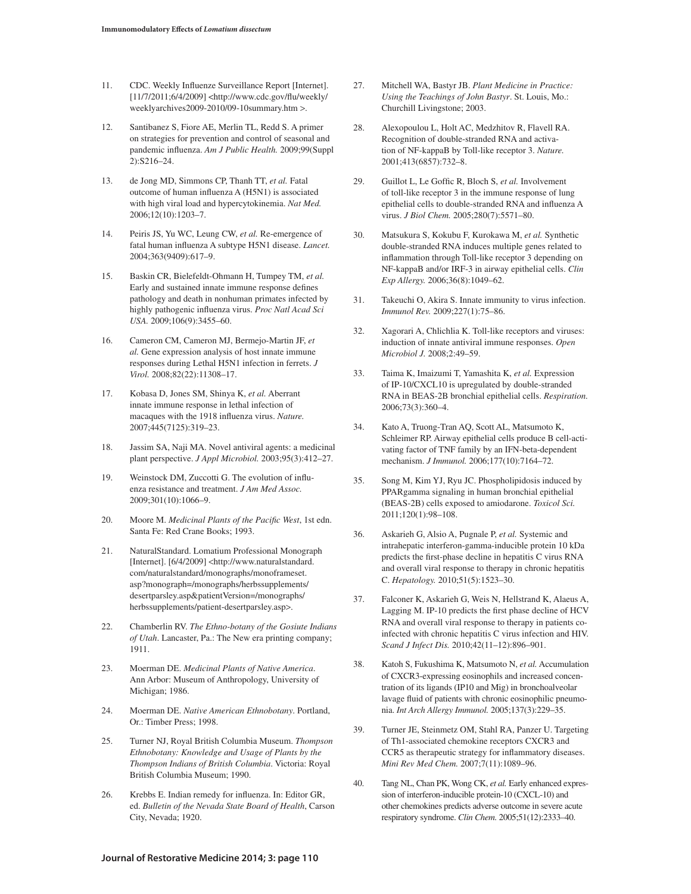11. CDC. Weekly Influenze Surveillance Report [Internet]. [11/7/2011;6/4/2009] <http://www.cdc.gov/flu/weekly/weeklyarchives2009-2010/09-10summary.htm >.

12. Santibanez S, Fiore AE, Merlin TL, Redd S. A primer on strategies for prevention and control of seasonal and pandemic influenza. *Am J Public Health.* 2009;99(Suppl 2):S216–24.

13. de Jong MD, Simmons CP, Thanh TT, *et al.* Fatal outcome of human influenza A (H5N1) is associated with high viral load and hypercytokinemia. *Nat Med.* 2006;12(10):1203–7.

14. Peiris JS, Yu WC, Leung CW, *et al.* Re-emergence of fatal human influenza A subtype H5N1 disease. *Lancet.* 2004;363(9409):617–9.

15. Baskin CR, Bielefeldt-Ohmann H, Tumpey TM, *et al.* Early and sustained innate immune response defines pathology and death in nonhuman primates infected by highly pathogenic influenza virus. *Proc Natl Acad Sci USA.* 2009;106(9):3455–60.

16. Cameron CM, Cameron MJ, Bermejo-Martin JF, *et al.* Gene expression analysis of host innate immune responses during Lethal H5N1 infection in ferrets. *J Virol.* 2008;82(22):11308–17.

17. Kobasa D, Jones SM, Shinya K, *et al.* Aberrant innate immune response in lethal infection of macaques with the 1918 influenza virus. *Nature.* 2007;445(7125):319–23.

18. Jassim SA, Naji MA. Novel antiviral agents: a medicinal plant perspective. *J Appl Microbiol.* 2003;95(3):412–27.

19. Weinstock DM, Zuccotti G. The evolution of influenza resistance and treatment. *J Am Med Assoc.* 2009;301(10):1066–9.

20. Moore M. *Medicinal Plants of the Pacific West*, 1st edn. Santa Fe: Red Crane Books; 1993.

21. NaturalStandard. Lomatium Professional Monograph [Internet]. [6/4/2009] <http://www.naturalstandard.com/naturalstandard/monographs/monoframeset.asp?monograph=/monographs/herbssupplements/desertparsley.asp&patientVersion=/monographs/herbssupplements/patient-desertparsley.asp>.

22. Chamberlin RV. *The Ethno-botany of the Gosiute Indians of Utah*. Lancaster, Pa.: The New era printing company; 1911.

23. Moerman DE. *Medicinal Plants of Native America*. Ann Arbor: Museum of Anthropology, University of Michigan; 1986.

24. Moerman DE. *Native American Ethnobotany*. Portland, Or.: Timber Press; 1998.

25. Turner NJ, Royal British Columbia Museum. *Thompson Ethnobotany: Knowledge and Usage of Plants by the Thompson Indians of British Columbia*. Victoria: Royal British Columbia Museum; 1990.

26. Krebbs E. Indian remedy for influenza. In: Editor GR, ed. *Bulletin of the Nevada State Board of Health*, Carson City, Nevada; 1920.

27. Mitchell WA, Bastyr JB. *Plant Medicine in Practice: Using the Teachings of John Bastyr*. St. Louis, Mo.: Churchill Livingstone; 2003.

28. Alexopoulou L, Holt AC, Medzhitov R, Flavell RA. Recognition of double-stranded RNA and activation of NF-kappaB by Toll-like receptor 3. *Nature.* 2001;413(6857):732–8.

29. Guillot L, Le Goffic R, Bloch S, *et al.* Involvement of toll-like receptor 3 in the immune response of lung epithelial cells to double-stranded RNA and influenza A virus. *J Biol Chem.* 2005;280(7):5571–80.

30. Matsukura S, Kokubu F, Kurokawa M, *et al.* Synthetic double-stranded RNA induces multiple genes related to inflammation through Toll-like receptor 3 depending on NF-kappaB and/or IRF-3 in airway epithelial cells. *Clin Exp Allergy.* 2006;36(8):1049–62.

31. Takeuchi O, Akira S. Innate immunity to virus infection. *Immunol Rev.* 2009;227(1):75–86.

32. Xagorari A, Chlichlia K. Toll-like receptors and viruses: induction of innate antiviral immune responses. *Open Microbiol J.* 2008;2:49–59.

33. Taima K, Imaizumi T, Yamashita K, *et al.* Expression of IP-10/CXCL10 is upregulated by double-stranded RNA in BEAS-2B bronchial epithelial cells. *Respiration.* 2006;73(3):360–4.

34. Kato A, Truong-Tran AQ, Scott AL, Matsumoto K, Schleimer RP. Airway epithelial cells produce B cell-activating factor of TNF family by an IFN-beta-dependent mechanism. *J Immunol.* 2006;177(10):7164–72.

35. Song M, Kim YJ, Ryu JC. Phospholipidosis induced by PPARgamma signaling in human bronchial epithelial (BEAS-2B) cells exposed to amiodarone. *Toxicol Sci.* 2011;120(1):98–108.

36. Askarieh G, Alsio A, Pugnale P, *et al.* Systemic and intrahepatic interferon-gamma-inducible protein 10 kDa predicts the first-phase decline in hepatitis C virus RNA and overall viral response to therapy in chronic hepatitis C. *Hepatology.* 2010;51(5):1523–30.

37. Falconer K, Askarieh G, Weis N, Hellstrand K, Alaeus A, Lagging M. IP-10 predicts the first phase decline of HCV RNA and overall viral response to therapy in patients co-infected with chronic hepatitis C virus infection and HIV. *Scand J Infect Dis.* 2010;42(11–12):896–901.

38. Katoh S, Fukushima K, Matsumoto N, *et al.* Accumulation of CXCR3-expressing eosinophils and increased concentration of its ligands (IP10 and Mig) in bronchoalveolar lavage fluid of patients with chronic eosinophilic pneumonia. *Int Arch Allergy Immunol.* 2005;137(3):229–35.

39. Turner JE, Steinmetz OM, Stahl RA, Panzer U. Targeting of Th1-associated chemokine receptors CXCR3 and CCR5 as therapeutic strategy for inflammatory diseases. *Mini Rev Med Chem.* 2007;7(11):1089–96.

40. Tang NL, Chan PK, Wong CK, *et al.* Early enhanced expression of interferon-inducible protein-10 (CXCL-10) and other chemokines predicts adverse outcome in severe acute respiratory syndrome. *Clin Chem.* 2005;51(12):2333–40.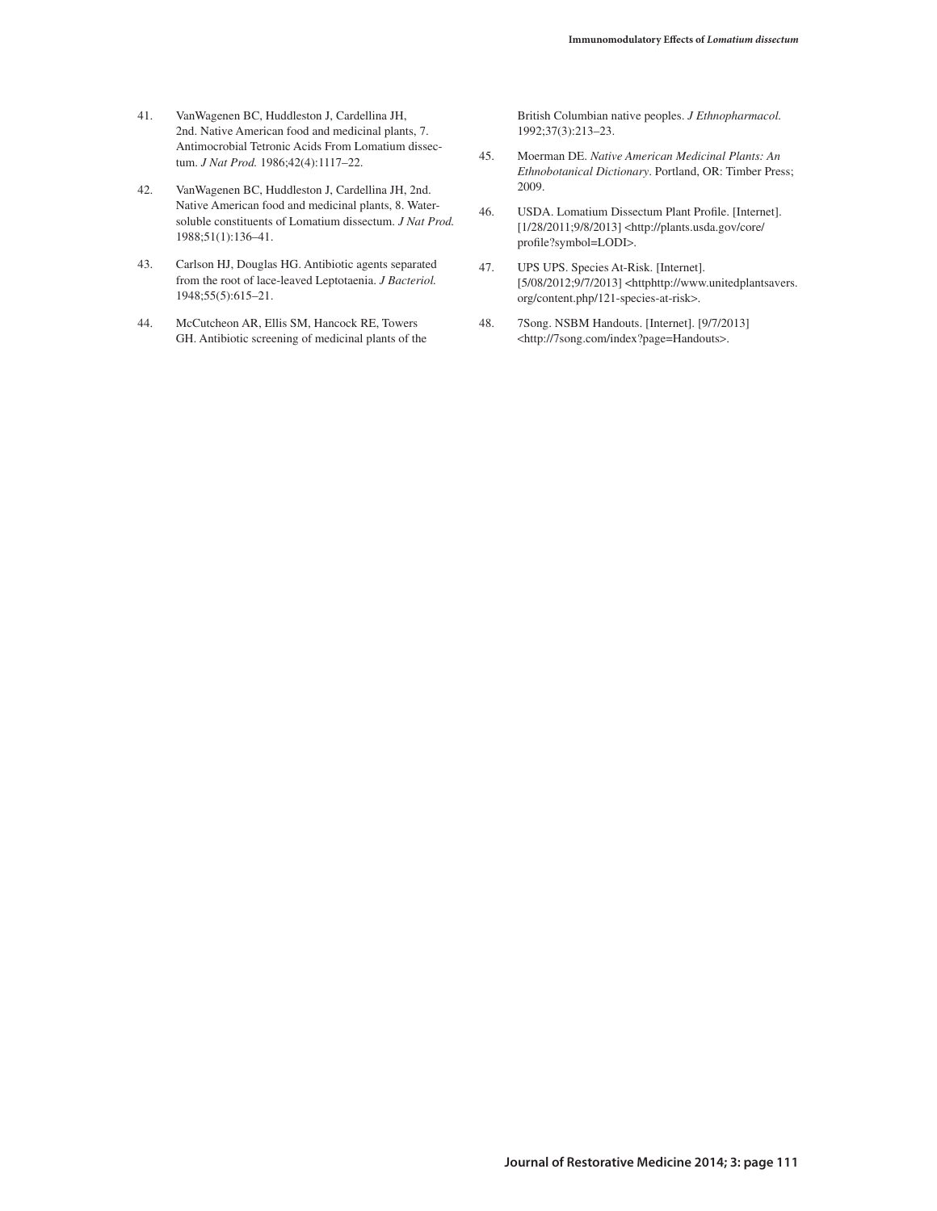41. VanWagenen BC, Huddleston J, Cardellina JH, 2nd. Native American food and medicinal plants, 7. Antimocrobial Tetronic Acids From Lomatium dissectum. *J Nat Prod.* 1986;42(4):1117–22.

42. VanWagenen BC, Huddleston J, Cardellina JH, 2nd. Native American food and medicinal plants, 8. Water-soluble constituents of Lomatium dissectum. *J Nat Prod.* 1988;51(1):136–41.

43. Carlson HJ, Douglas HG. Antibiotic agents separated from the root of lace-leaved Leptotaenia. *J Bacteriol.* 1948;55(5):615–21.

44. McCutcheon AR, Ellis SM, Hancock RE, Towers GH. Antibiotic screening of medicinal plants of the British Columbian native peoples. *J Ethnopharmacol.* 1992;37(3):213–23.

45. Moerman DE. *Native American Medicinal Plants: An Ethnobotanical Dictionary*. Portland, OR: Timber Press; 2009.

46. USDA. Lomatium Dissectum Plant Profile. [Internet]. [1/28/2011;9/8/2013] <http://plants.usda.gov/core/profile?symbol=LODI>.

47. UPS UPS. Species At-Risk. [Internet]. [5/08/2012;9/7/2013] <httphttp://www.unitedplantsavers.org/content.php/121-species-at-risk>.

48. 7Song. NSBM Handouts. [Internet]. [9/7/2013] <http://7song.com/index?page=Handouts>.